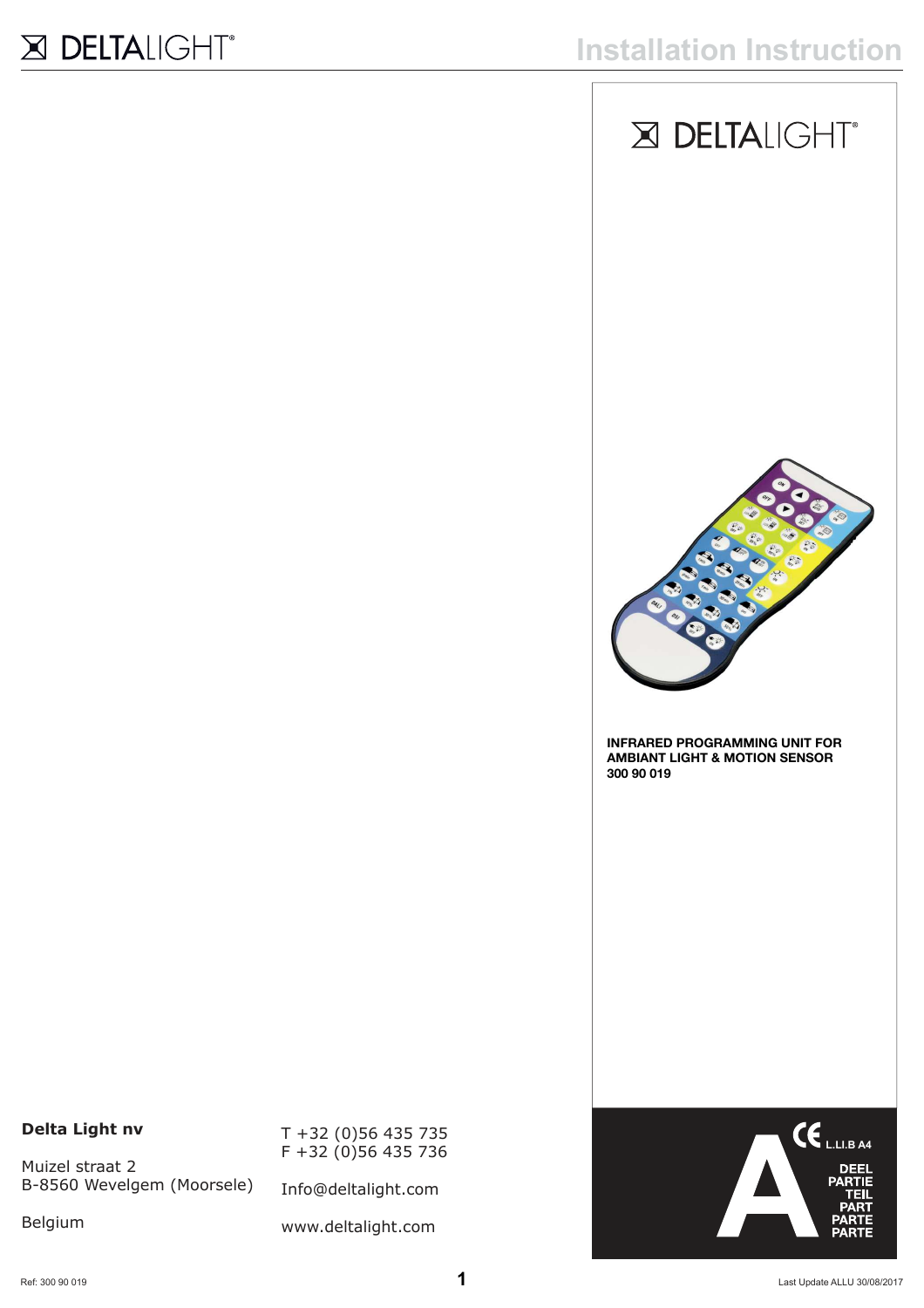# Installation Instruction

DELTALIGHT®

**INFRARED PROGRAMMING UNIT FOR AMBIANT LIGHT & MOTION SENSOR**
**300 90 019**

**Delta Light nv**

Muizel straat 2
B-8560 Wevelgem (Moorsele)

Belgium

T +32 (0)56 435 735
F +32 (0)56 435 736

Info@deltalight.com

www.deltalight.com

CE L.LI.B A4

A
DEEL
PARTIE
TEIL
PART
PARTE
PARTE

Ref: 300 90 019

Last Update ALLU 30/08/2017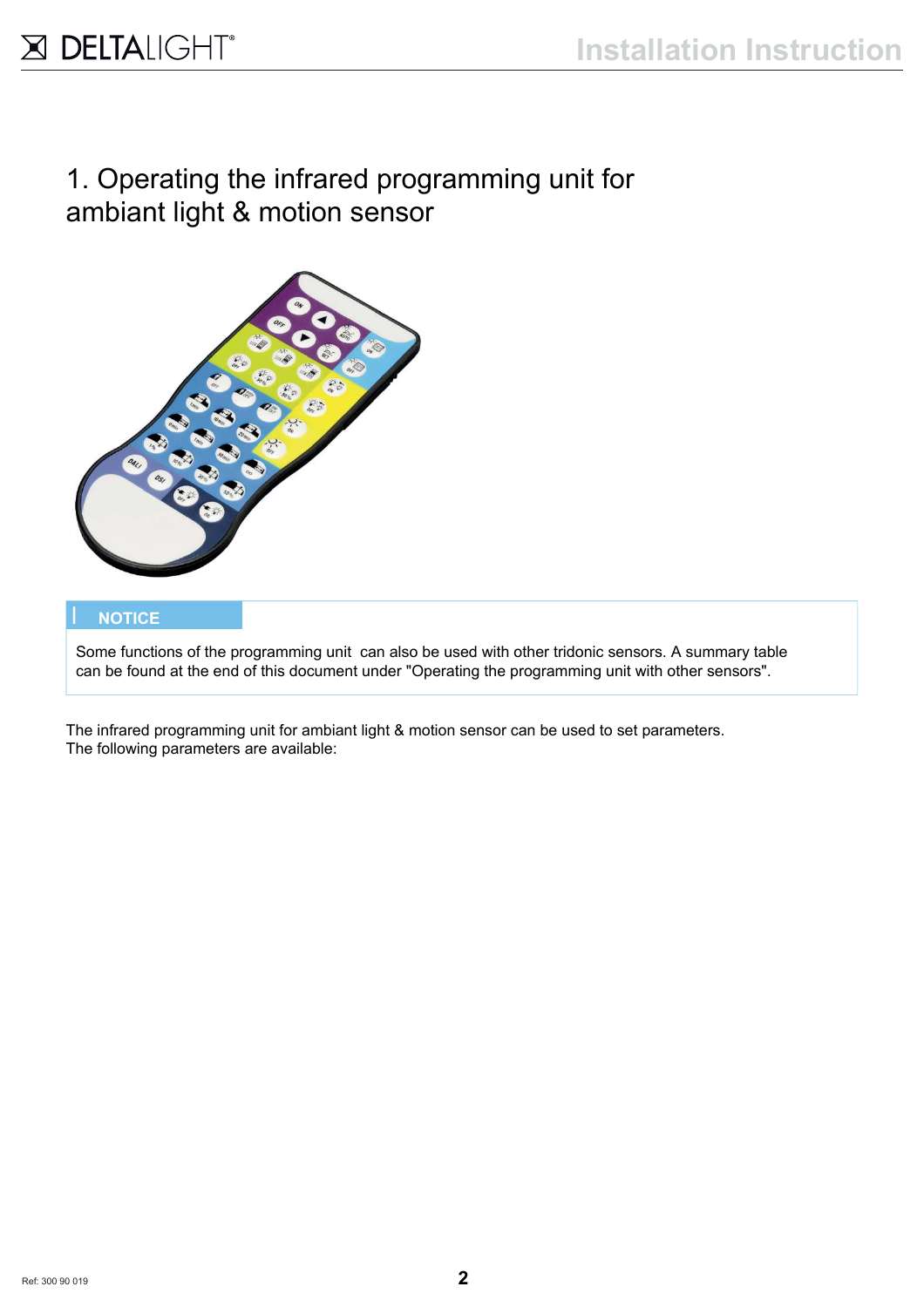# 1. Operating the infrared programming unit for ambiant light & motion sensor

**NOTICE**

Some functions of the programming unit  can also be used with other tridonic sensors. A summary table can be found at the end of this document under "Operating the programming unit with other sensors".

The infrared programming unit for ambiant light & motion sensor can be used to set parameters.
The following parameters are available: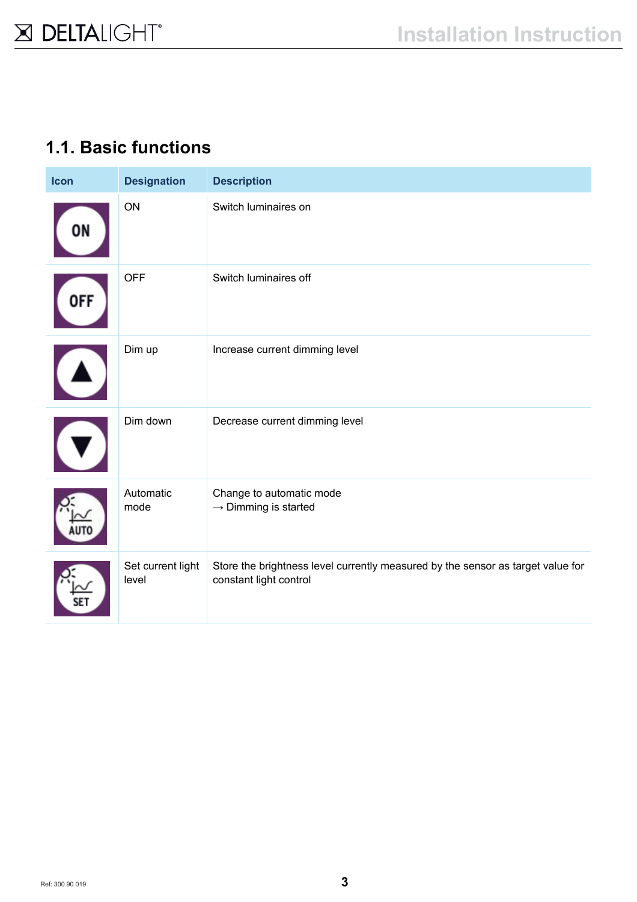## 1.1. Basic functions

| Icon | Designation | Description |
|---|---|---|
| ON | ON | Switch luminaires on |
| OFF | OFF | Switch luminaires off |
| ▲ | Dim up | Increase current dimming level |
| ▼ | Dim down | Decrease current dimming level |
| AUTO | Automatic mode | Change to automatic mode<br>→ Dimming is started |
| SET | Set current light level | Store the brightness level currently measured by the sensor as target value for constant light control |

Ref: 300 90 019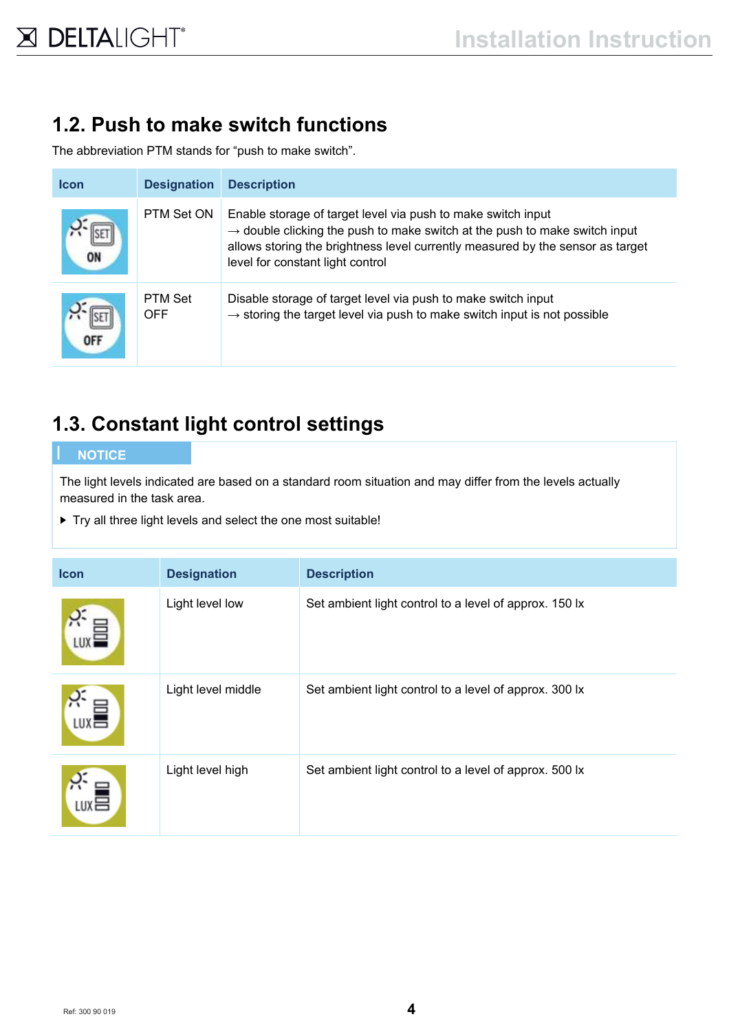## 1.2. Push to make switch functions

The abbreviation PTM stands for “push to make switch”.

| Icon | Designation | Description |
|---|---|---|
| | PTM Set ON | Enable storage of target level via push to make switch input<br>→ double clicking the push to make switch at the push to make switch input allows storing the brightness level currently measured by the sensor as target level for constant light control |
| | PTM Set OFF | Disable storage of target level via push to make switch input<br>→ storing the target level via push to make switch input is not possible |

## 1.3. Constant light control settings

**NOTICE**

The light levels indicated are based on a standard room situation and may differ from the levels actually measured in the task area.

- Try all three light levels and select the one most suitable!

| Icon | Designation | Description |
|---|---|---|
| | Light level low | Set ambient light control to a level of approx. 150 lx |
| | Light level middle | Set ambient light control to a level of approx. 300 lx |
| | Light level high | Set ambient light control to a level of approx. 500 lx |

Ref: 300 90 019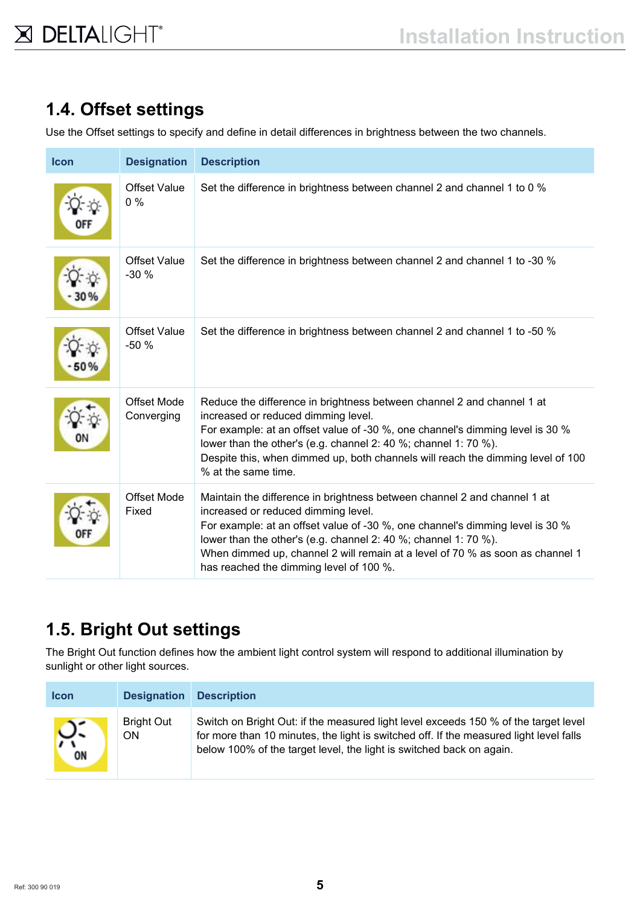## 1.4. Offset settings

Use the Offset settings to specify and define in detail differences in brightness between the two channels.

| Icon | Designation | Description |
|---|---|---|
| OFF | Offset Value 0 % | Set the difference in brightness between channel 2 and channel 1 to 0 % |
| - 30 % | Offset Value -30 % | Set the difference in brightness between channel 2 and channel 1 to -30 % |
| - 50 % | Offset Value -50 % | Set the difference in brightness between channel 2 and channel 1 to -50 % |
| ON | Offset Mode Converging | Reduce the difference in brightness between channel 2 and channel 1 at increased or reduced dimming level.<br>For example: at an offset value of -30 %, one channel's dimming level is 30 % lower than the other's (e.g. channel 2: 40 %; channel 1: 70 %).<br>Despite this, when dimmed up, both channels will reach the dimming level of 100 % at the same time. |
| OFF | Offset Mode Fixed | Maintain the difference in brightness between channel 2 and channel 1 at increased or reduced dimming level.<br>For example: at an offset value of -30 %, one channel's dimming level is 30 % lower than the other's (e.g. channel 2: 40 %; channel 1: 70 %).<br>When dimmed up, channel 2 will remain at a level of 70 % as soon as channel 1 has reached the dimming level of 100 %. |

## 1.5. Bright Out settings

The Bright Out function defines how the ambient light control system will respond to additional illumination by sunlight or other light sources.

| Icon | Designation | Description |
|---|---|---|
| ON | Bright Out ON | Switch on Bright Out: if the measured light level exceeds 150 % of the target level for more than 10 minutes, the light is switched off. If the measured light level falls below 100% of the target level, the light is switched back on again. |

Ref: 300 90 019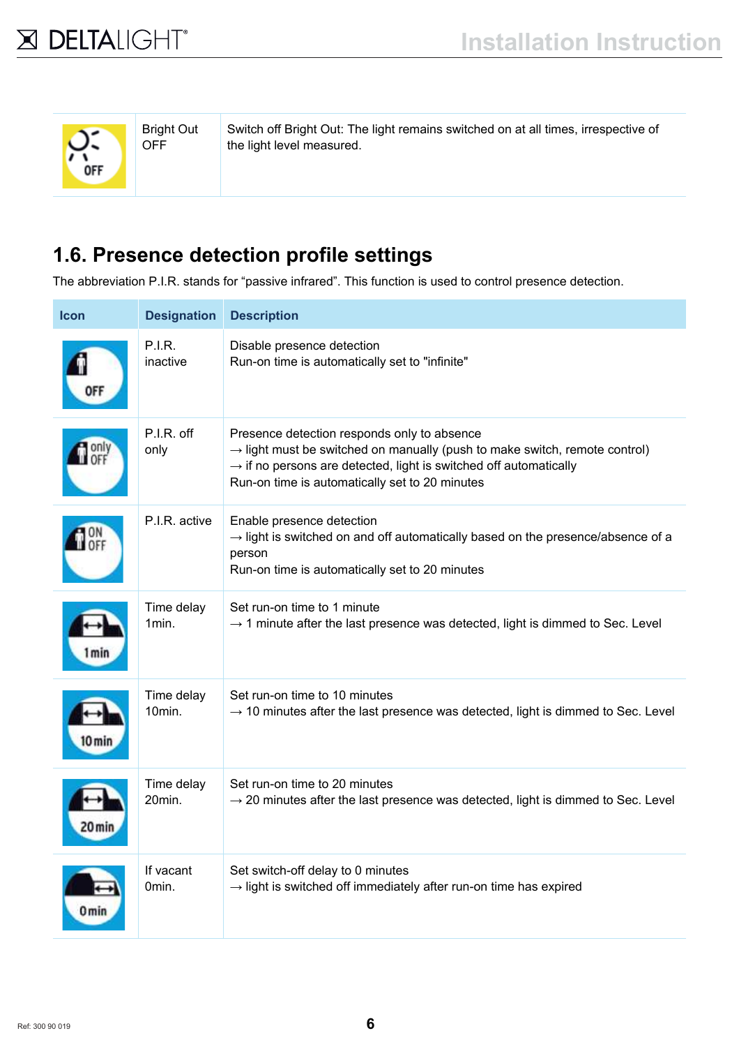| | | |
|---|---|---|
| | Bright Out OFF | Switch off Bright Out: The light remains switched on at all times, irrespective of the light level measured. |

## 1.6. Presence detection profile settings

The abbreviation P.I.R. stands for “passive infrared”. This function is used to control presence detection.

| Icon | Designation | Description |
|---|---|---|
| | P.I.R. inactive | Disable presence detection<br>Run-on time is automatically set to "infinite" |
| | P.I.R. off only | Presence detection responds only to absence<br>→ light must be switched on manually (push to make switch, remote control)<br>→ if no persons are detected, light is switched off automatically<br>Run-on time is automatically set to 20 minutes |
| | P.I.R. active | Enable presence detection<br>→ light is switched on and off automatically based on the presence/absence of a person<br>Run-on time is automatically set to 20 minutes |
| | Time delay 1min. | Set run-on time to 1 minute<br>→ 1 minute after the last presence was detected, light is dimmed to Sec. Level |
| | Time delay 10min. | Set run-on time to 10 minutes<br>→ 10 minutes after the last presence was detected, light is dimmed to Sec. Level |
| | Time delay 20min. | Set run-on time to 20 minutes<br>→ 20 minutes after the last presence was detected, light is dimmed to Sec. Level |
| | If vacant 0min. | Set switch-off delay to 0 minutes<br>→ light is switched off immediately after run-on time has expired |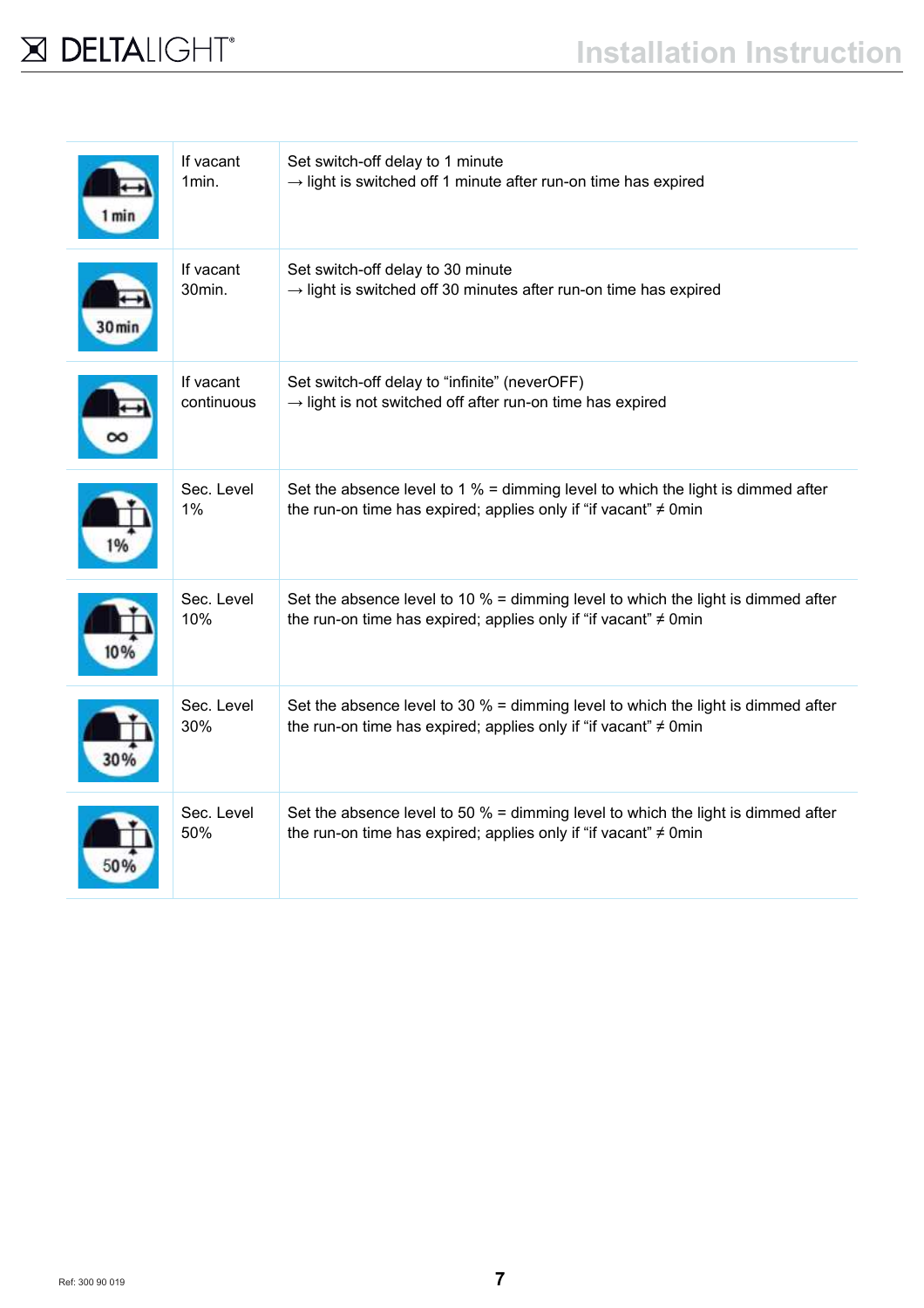| | | |
|---|---|---|
| | If vacant 1min. | Set switch-off delay to 1 minute<br>→ light is switched off 1 minute after run-on time has expired |
| | If vacant 30min. | Set switch-off delay to 30 minute<br>→ light is switched off 30 minutes after run-on time has expired |
| | If vacant continuous | Set switch-off delay to “infinite” (neverOFF)<br>→ light is not switched off after run-on time has expired |
| | Sec. Level 1% | Set the absence level to 1 % = dimming level to which the light is dimmed after the run-on time has expired; applies only if “if vacant” ≠ 0min |
| | Sec. Level 10% | Set the absence level to 10 % = dimming level to which the light is dimmed after the run-on time has expired; applies only if “if vacant” ≠ 0min |
| | Sec. Level 30% | Set the absence level to 30 % = dimming level to which the light is dimmed after the run-on time has expired; applies only if “if vacant” ≠ 0min |
| | Sec. Level 50% | Set the absence level to 50 % = dimming level to which the light is dimmed after the run-on time has expired; applies only if “if vacant” ≠ 0min |

Ref: 300 90 019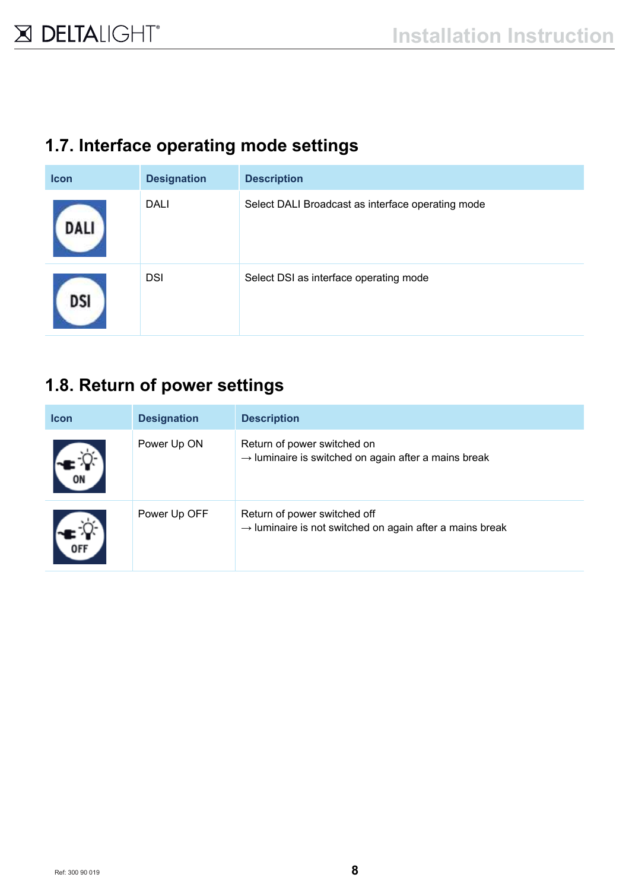## 1.7. Interface operating mode settings

| Icon | Designation | Description |
|---|---|---|
| DALI | DALI | Select DALI Broadcast as interface operating mode |
| DSI | DSI | Select DSI as interface operating mode |

## 1.8. Return of power settings

| Icon | Designation | Description |
|---|---|---|
| ON | Power Up ON | Return of power switched on<br>→ luminaire is switched on again after a mains break |
| OFF | Power Up OFF | Return of power switched off<br>→ luminaire is not switched on again after a mains break |

Ref: 300 90 019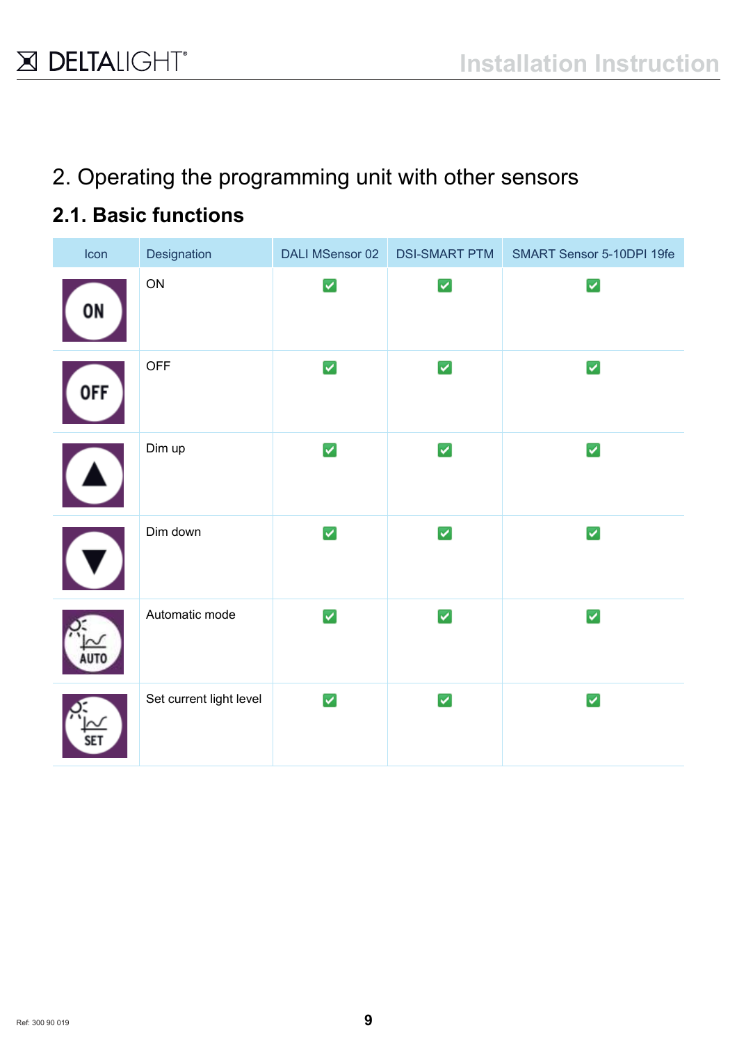# 2. Operating the programming unit with other sensors

## 2.1. Basic functions

| Icon | Designation | DALI MSensor 02 | DSI-SMART PTM | SMART Sensor 5-10DPI 19fe |
|---|---|---|---|---|
| ON | ON | ✅ | ✅ | ✅ |
| OFF | OFF | ✅ | ✅ | ✅ |
| ▲ | Dim up | ✅ | ✅ | ✅ |
| ▼ | Dim down | ✅ | ✅ | ✅ |
| AUTO | Automatic mode | ✅ | ✅ | ✅ |
| SET | Set current light level | ✅ | ✅ | ✅ |

Ref: 300 90 019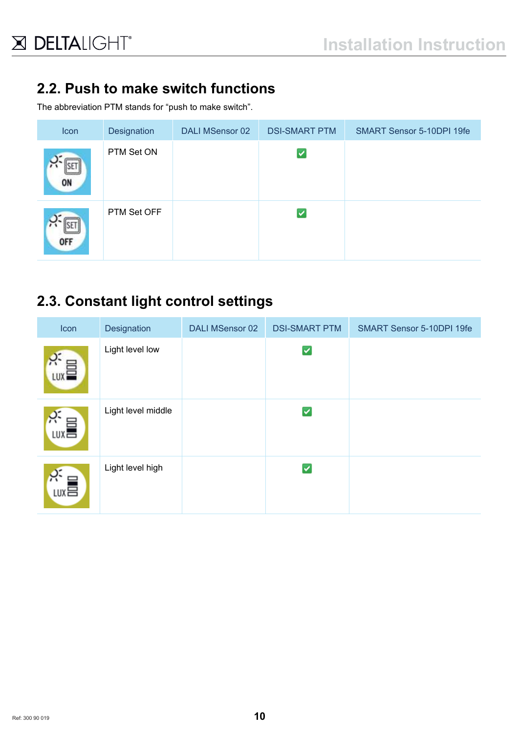## 2.2. Push to make switch functions

The abbreviation PTM stands for "push to make switch".

| Icon | Designation | DALI MSensor 02 | DSI-SMART PTM | SMART Sensor 5-10DPI 19fe |
|---|---|---|---|---|
| | PTM Set ON | | ✅ | |
| | PTM Set OFF | | ✅ | |

## 2.3. Constant light control settings

| Icon | Designation | DALI MSensor 02 | DSI-SMART PTM | SMART Sensor 5-10DPI 19fe |
|---|---|---|---|---|
| | Light level low | | ✅ | |
| | Light level middle | | ✅ | |
| | Light level high | | ✅ | |

Ref: 300 90 019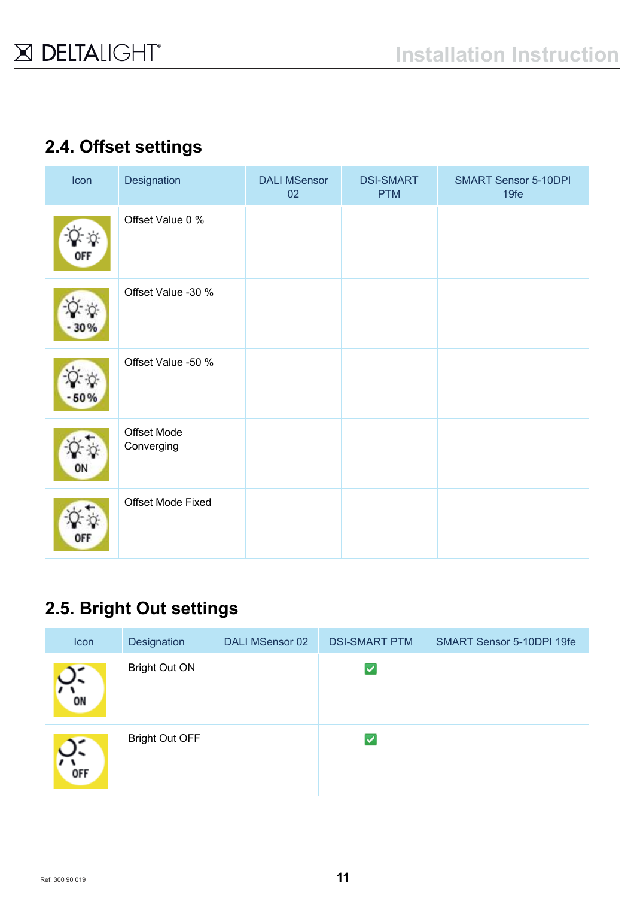## 2.4. Offset settings

| Icon | Designation | DALI MSensor 02 | DSI-SMART PTM | SMART Sensor 5-10DPI 19fe |
|---|---|---|---|---|
| | Offset Value 0 % | | | |
| | Offset Value -30 % | | | |
| | Offset Value -50 % | | | |
| | Offset Mode Converging | | | |
| | Offset Mode Fixed | | | |

## 2.5. Bright Out settings

| Icon | Designation | DALI MSensor 02 | DSI-SMART PTM | SMART Sensor 5-10DPI 19fe |
|---|---|---|---|---|
| | Bright Out ON | | ✓ | |
| | Bright Out OFF | | ✓ | |

Ref: 300 90 019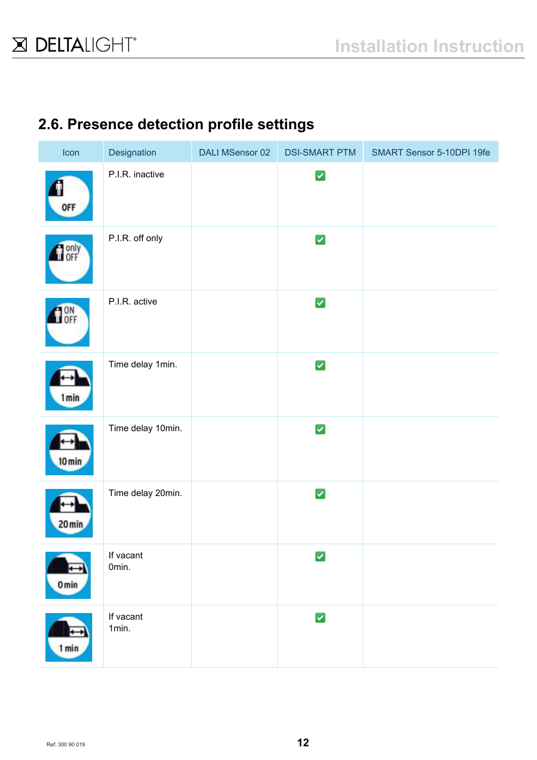## 2.6. Presence detection profile settings

| Icon | Designation | DALI MSensor 02 | DSI-SMART PTM | SMART Sensor 5-10DPI 19fe |
| --- | --- | --- | --- | --- |
| OFF | P.I.R. inactive | | ✅ | |
| only OFF | P.I.R. off only | | ✅ | |
| ON OFF | P.I.R. active | | ✅ | |
| 1min | Time delay 1min. | | ✅ | |
| 10min | Time delay 10min. | | ✅ | |
| 20min | Time delay 20min. | | ✅ | |
| 0min | If vacant 0min. | | ✅ | |
| 1min | If vacant 1min. | | ✅ | |

Ref: 300 90 019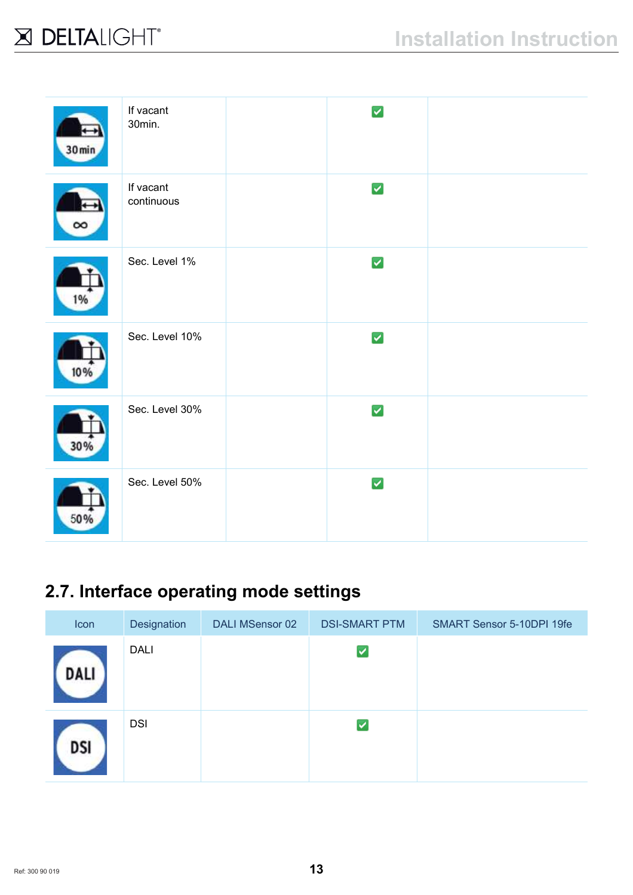| | | | | |
|---|---|---|---|---|
| | If vacant 30min. | | ✓ | |
| | If vacant continuous | | ✓ | |
| | Sec. Level 1% | | ✓ | |
| | Sec. Level 10% | | ✓ | |
| | Sec. Level 30% | | ✓ | |
| | Sec. Level 50% | | ✓ | |

## 2.7. Interface operating mode settings

| Icon | Designation | DALI MSensor 02 | DSI-SMART PTM | SMART Sensor 5-10DPI 19fe |
|---|---|---|---|---|
| | DALI | | ✓ | |
| | DSI | | ✓ | |

Ref: 300 90 019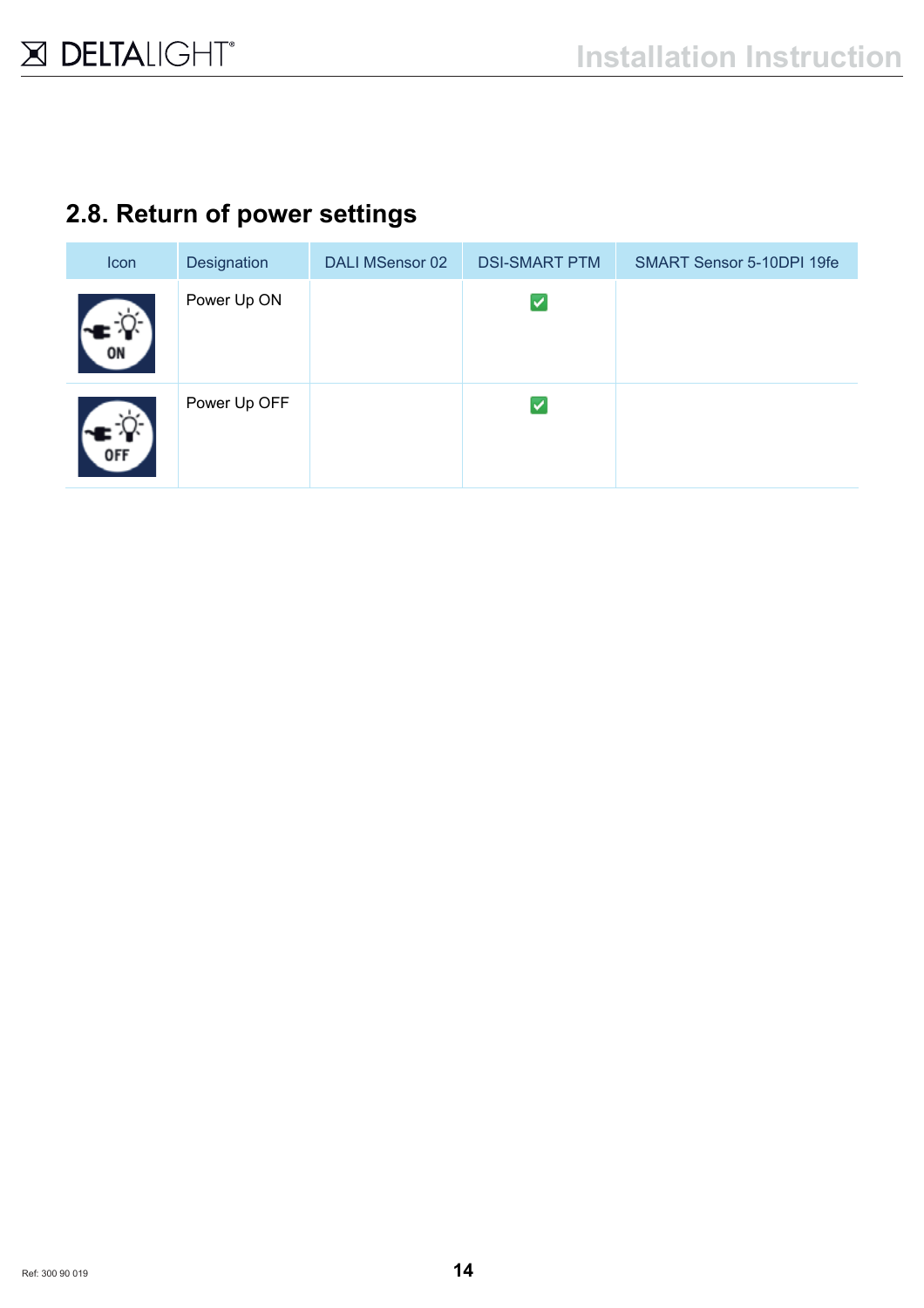## 2.8. Return of power settings

| Icon | Designation | DALI MSensor 02 | DSI-SMART PTM | SMART Sensor 5-10DPI 19fe |
|---|---|---|---|---|
| ON | Power Up ON | | ✅ | |
| OFF | Power Up OFF | | ✅ | |

Ref: 300 90 019